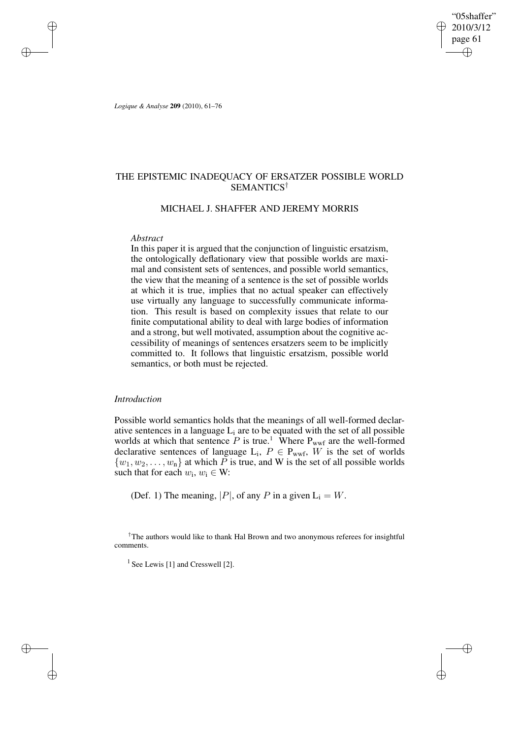# THE EPISTEMIC INADEQUACY OF ERSATZER POSSIBLE WORLD SEMANTICS[†]

## MICHAEL J. SHAFFER AND JEREMY MORRIS

*Abstract*

In this paper it is argued that the conjunction of linguistic ersatzism, the ontologically deflationary view that possible worlds are maximal and consistent sets of sentences, and possible world semantics, the view that the meaning of a sentence is the set of possible worlds at which it is true, implies that no actual speaker can effectively use virtually any language to successfully communicate information. This result is based on complexity issues that relate to our finite computational ability to deal with large bodies of information and a strong, but well motivated, assumption about the cognitive accessibility of meanings of sentences ersatzers seem to be implicitly committed to. It follows that linguistic ersatzism, possible world semantics, or both must be rejected.

### *Introduction*

Possible world semantics holds that the meanings of all well-formed declarative sentences in a language $L_i$ are to be equated with the set of all possible worlds at which that sentence $P$ is true.[1] Where $P_{wwf}$ are the well-formed declarative sentences of language $L_i$, $P \in P_{wwf}$, $W$ is the set of worlds $\{w_1, w_2, \ldots, w_n\}$ at which $P$ is true, and W is the set of all possible worlds such that for each $w_i$, $w_i \in$ W:

(Def. 1) The meaning, $|P|$, of any $P$ in a given $L_i = W$.

[†] The authors would like to thank Hal Brown and two anonymous referees for insightful comments.

[1] See Lewis [1] and Cresswell [2].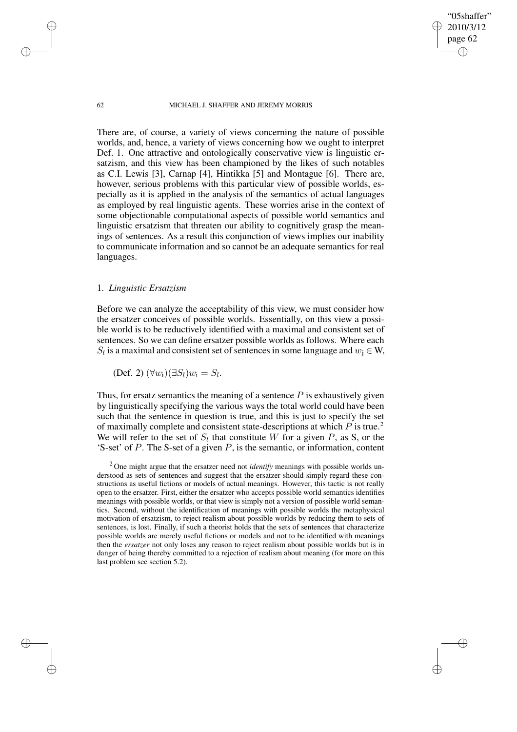There are, of course, a variety of views concerning the nature of possible worlds, and, hence, a variety of views concerning how we ought to interpret Def. 1. One attractive and ontologically conservative view is linguistic ersatzism, and this view has been championed by the likes of such notables as C.I. Lewis [3], Carnap [4], Hintikka [5] and Montague [6]. There are, however, serious problems with this particular view of possible worlds, especially as it is applied in the analysis of the semantics of actual languages as employed by real linguistic agents. These worries arise in the context of some objectionable computational aspects of possible world semantics and linguistic ersatzism that threaten our ability to cognitively grasp the meanings of sentences. As a result this conjunction of views implies our inability to communicate information and so cannot be an adequate semantics for real languages.

## 1. *Linguistic Ersatzism*

Before we can analyze the acceptability of this view, we must consider how the ersatzer conceives of possible worlds. Essentially, on this view a possible world is to be reductively identified with a maximal and consistent set of sentences. So we can define ersatzer possible worlds as follows. Where each $S_l$ is a maximal and consistent set of sentences in some language and $w_{\mathrm{j}} \in \mathrm{W}$,

(Def. 2) $(\forall w_{\mathrm{i}})(\exists S_l) w_{\mathrm{i}} = S_l$.

Thus, for ersatz semantics the meaning of a sentence $P$ is exhaustively given by linguistically specifying the various ways the total world could have been such that the sentence in question is true, and this is just to specify the set of maximally complete and consistent state-descriptions at which $P$ is true.[2] We will refer to the set of $S_l$ that constitute $W$ for a given $P$, as S, or the 'S-set' of $P$. The S-set of a given $P$, is the semantic, or information, content

[2] One might argue that the ersatzer need not *identify* meanings with possible worlds understood as sets of sentences and suggest that the ersatzer should simply regard these constructions as useful fictions or models of actual meanings. However, this tactic is not really open to the ersatzer. First, either the ersatzer who accepts possible world semantics identifies meanings with possible worlds, or that view is simply not a version of possible world semantics. Second, without the identification of meanings with possible worlds the metaphysical motivation of ersatzism, to reject realism about possible worlds by reducing them to sets of sentences, is lost. Finally, if such a theorist holds that the sets of sentences that characterize possible worlds are merely useful fictions or models and not to be identified with meanings then the *ersatzer* not only loses any reason to reject realism about possible worlds but is in danger of being thereby committed to a rejection of realism about meaning (for more on this last problem see section 5.2).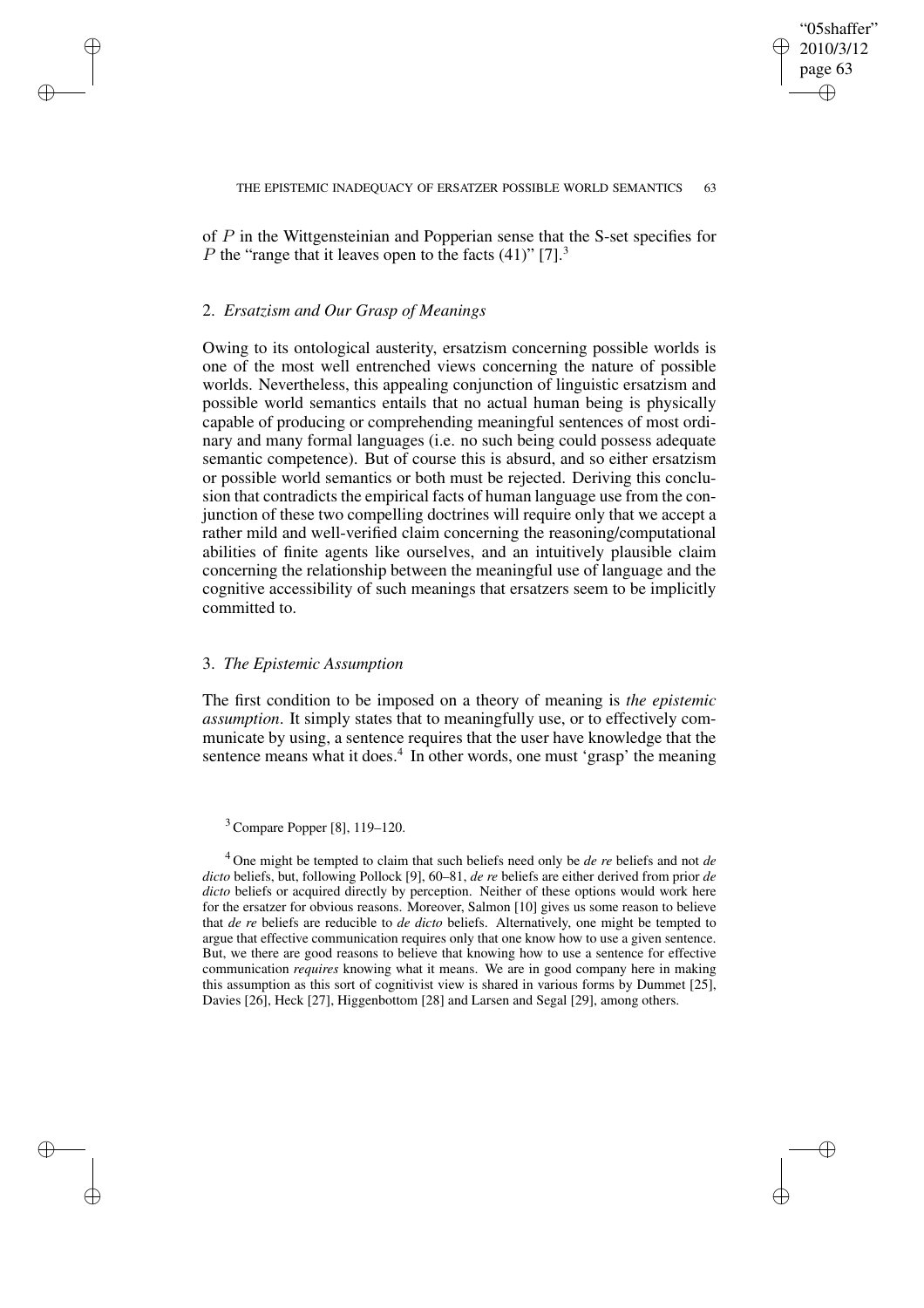of $P$ in the Wittgensteinian and Popperian sense that the S-set specifies for $P$ the "range that it leaves open to the facts (41)" [7].[3]

## 2. *Ersatzism and Our Grasp of Meanings*

Owing to its ontological austerity, ersatzism concerning possible worlds is one of the most well entrenched views concerning the nature of possible worlds. Nevertheless, this appealing conjunction of linguistic ersatzism and possible world semantics entails that no actual human being is physically capable of producing or comprehending meaningful sentences of most ordinary and many formal languages (i.e. no such being could possess adequate semantic competence). But of course this is absurd, and so either ersatzism or possible world semantics or both must be rejected. Deriving this conclusion that contradicts the empirical facts of human language use from the conjunction of these two compelling doctrines will require only that we accept a rather mild and well-verified claim concerning the reasoning/computational abilities of finite agents like ourselves, and an intuitively plausible claim concerning the relationship between the meaningful use of language and the cognitive accessibility of such meanings that ersatzers seem to be implicitly committed to.

## 3. *The Epistemic Assumption*

The first condition to be imposed on a theory of meaning is *the epistemic assumption*. It simply states that to meaningfully use, or to effectively communicate by using, a sentence requires that the user have knowledge that the sentence means what it does.[4] In other words, one must 'grasp' the meaning

[3] Compare Popper [8], 119–120.

[4] One might be tempted to claim that such beliefs need only be *de re* beliefs and not *de dicto* beliefs, but, following Pollock [9], 60–81, *de re* beliefs are either derived from prior *de dicto* beliefs or acquired directly by perception. Neither of these options would work here for the ersatzer for obvious reasons. Moreover, Salmon [10] gives us some reason to believe that *de re* beliefs are reducible to *de dicto* beliefs. Alternatively, one might be tempted to argue that effective communication requires only that one know how to use a given sentence. But, we there are good reasons to believe that knowing how to use a sentence for effective communication *requires* knowing what it means. We are in good company here in making this assumption as this sort of cognitivist view is shared in various forms by Dummet [25], Davies [26], Heck [27], Higgenbottom [28] and Larsen and Segal [29], among others.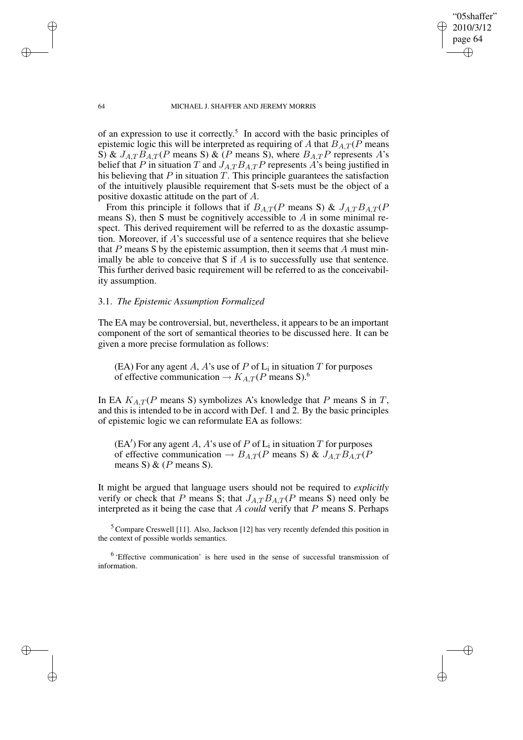of an expression to use it correctly.[5] In accord with the basic principles of epistemic logic this will be interpreted as requiring of $A$ that $B_{A,T}(P$ means S) & $J_{A,T}B_{A,T}(P$ means S) & ($P$ means S), where $B_{A,T}P$ represents $A$'s belief that $P$ in situation $T$ and $J_{A,T}B_{A,T}P$ represents $A$'s being justified in his believing that $P$ in situation $T$. This principle guarantees the satisfaction of the intuitively plausible requirement that S-sets must be the object of a positive doxastic attitude on the part of $A$.

From this principle it follows that if $B_{A,T}(P$ means S) & $J_{A,T}B_{A,T}(P$ means S), then S must be cognitively accessible to $A$ in some minimal respect. This derived requirement will be referred to as the doxastic assumption. Moreover, if $A$'s successful use of a sentence requires that she believe that $P$ means S by the epistemic assumption, then it seems that $A$ must minimally be able to conceive that S if $A$ is to successfully use that sentence. This further derived basic requirement will be referred to as the conceivability assumption.

### 3.1. *The Epistemic Assumption Formalized*

The EA may be controversial, but, nevertheless, it appears to be an important component of the sort of semantical theories to be discussed here. It can be given a more precise formulation as follows:

> (EA) For any agent $A$, $A$'s use of $P$ of $L_i$ in situation $T$ for purposes of effective communication $\rightarrow K_{A,T}(P$ means S).[6]

In EA $K_{A,T}(P$ means S) symbolizes A's knowledge that $P$ means S in $T$, and this is intended to be in accord with Def. 1 and 2. By the basic principles of epistemic logic we can reformulate EA as follows:

> (EA′) For any agent $A$, $A$'s use of $P$ of $L_i$ in situation $T$ for purposes of effective communication $\rightarrow B_{A,T}(P$ means S) & $J_{A,T}B_{A,T}(P$ means S) & ($P$ means S).

It might be argued that language users should not be required to *explicitly* verify or check that $P$ means S; that $J_{A,T}B_{A,T}(P$ means S) need only be interpreted as it being the case that $A$ *could* verify that $P$ means S. Perhaps

[5] Compare Creswell [11]. Also, Jackson [12] has very recently defended this position in the context of possible worlds semantics.

[6] 'Effective communication' is here used in the sense of successful transmission of information.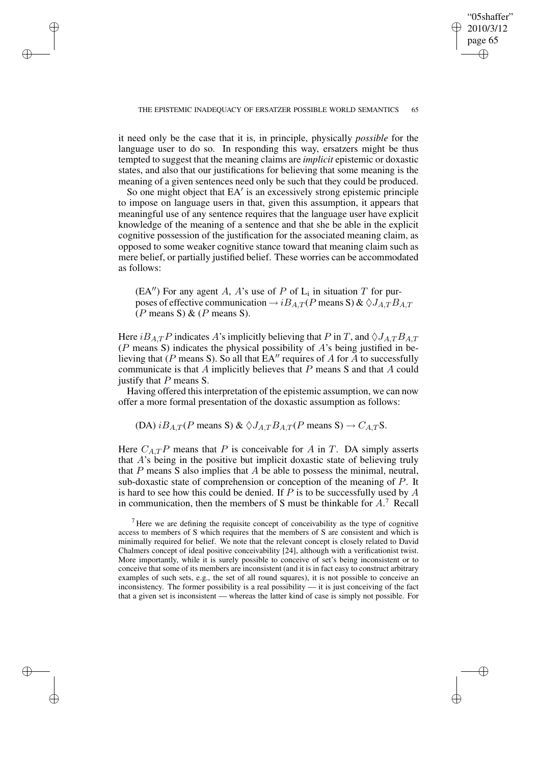it need only be the case that it is, in principle, physically *possible* for the language user to do so. In responding this way, ersatzers might be thus tempted to suggest that the meaning claims are *implicit* epistemic or doxastic states, and also that our justifications for believing that some meaning is the meaning of a given sentences need only be such that they could be produced.

So one might object that EA′ is an excessively strong epistemic principle to impose on language users in that, given this assumption, it appears that meaningful use of any sentence requires that the language user have explicit knowledge of the meaning of a sentence and that she be able in the explicit cognitive possession of the justification for the associated meaning claim, as opposed to some weaker cognitive stance toward that meaning claim such as mere belief, or partially justified belief. These worries can be accommodated as follows:

(EA″) For any agent $A$, $A$'s use of $P$ of $\mathrm{L_i}$ in situation $T$ for purposes of effective communication $\rightarrow iB_{A,T}(P \text{ means S})$ & $\Diamond J_{A,T}B_{A,T}$ $(P \text{ means S})$ & $(P \text{ means S})$.

Here $iB_{A,T}P$ indicates $A$'s implicitly believing that $P$ in $T$, and $\Diamond J_{A,T}B_{A,T}$ $(P \text{ means S})$ indicates the physical possibility of $A$'s being justified in believing that $(P \text{ means S})$. So all that EA″ requires of $A$ for $A$ to successfully communicate is that $A$ implicitly believes that $P$ means S and that $A$ could justify that $P$ means S.

Having offered this interpretation of the epistemic assumption, we can now offer a more formal presentation of the doxastic assumption as follows:

(DA) $iB_{A,T}(P \text{ means S})$ & $\Diamond J_{A,T}B_{A,T}(P \text{ means S}) \rightarrow C_{A,T}\mathrm{S}$.

Here $C_{A,T}P$ means that $P$ is conceivable for $A$ in $T$. DA simply asserts that $A$'s being in the positive but implicit doxastic state of believing truly that $P$ means S also implies that $A$ be able to possess the minimal, neutral, sub-doxastic state of comprehension or conception of the meaning of $P$. It is hard to see how this could be denied. If $P$ is to be successfully used by $A$ in communication, then the members of S must be thinkable for $A$.[7] Recall

[7] Here we are defining the requisite concept of conceivability as the type of cognitive access to members of S which requires that the members of S are consistent and which is minimally required for belief. We note that the relevant concept is closely related to David Chalmers concept of ideal positive conceivability [24], although with a verificationist twist. More importantly, while it is surely possible to conceive of set's being inconsistent or to conceive that some of its members are inconsistent (and it is in fact easy to construct arbitrary examples of such sets, e.g., the set of all round squares), it is not possible to conceive an inconsistency. The former possibility is a real possibility — it is just conceiving of the fact that a given set is inconsistent — whereas the latter kind of case is simply not possible. For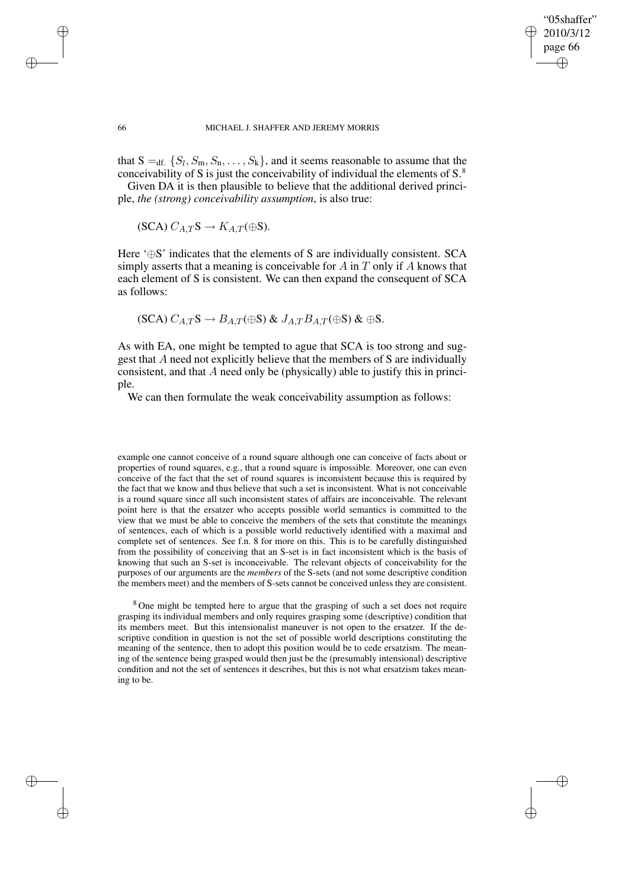that $\mathrm{S} =_{\text{df.}} \{S_l, S_m, S_n, \ldots, S_k\}$, and it seems reasonable to assume that the conceivability of S is just the conceivability of individual the elements of S.[8]

Given DA it is then plausible to believe that the additional derived principle, *the (strong) conceivability assumption*, is also true:

(SCA) $C_{A,T}\mathrm{S} \rightarrow K_{A,T}(\oplus\mathrm{S})$.

Here '$\oplus$S' indicates that the elements of S are individually consistent. SCA simply asserts that a meaning is conceivable for $A$ in $T$ only if $A$ knows that each element of S is consistent. We can then expand the consequent of SCA as follows:

(SCA) $C_{A,T}\mathrm{S} \rightarrow B_{A,T}(\oplus\mathrm{S})$ & $J_{A,T}B_{A,T}(\oplus\mathrm{S})$ & $\oplus$S.

As with EA, one might be tempted to ague that SCA is too strong and suggest that $A$ need not explicitly believe that the members of S are individually consistent, and that $A$ need only be (physically) able to justify this in principle.

We can then formulate the weak conceivability assumption as follows:

example one cannot conceive of a round square although one can conceive of facts about or properties of round squares, e.g., that a round square is impossible. Moreover, one can even conceive of the fact that the set of round squares is inconsistent because this is required by the fact that we know and thus believe that such a set is inconsistent. What is not conceivable is a round square since all such inconsistent states of affairs are inconceivable. The relevant point here is that the ersatzer who accepts possible world semantics is committed to the view that we must be able to conceive the members of the sets that constitute the meanings of sentences, each of which is a possible world reductively identified with a maximal and complete set of sentences. See f.n. 8 for more on this. This is to be carefully distinguished from the possibility of conceiving that an S-set is in fact inconsistent which is the basis of knowing that such an S-set is inconceivable. The relevant objects of conceivability for the purposes of our arguments are the *members* of the S-sets (and not some descriptive condition the members meet) and the members of S-sets cannot be conceived unless they are consistent.

[8] One might be tempted here to argue that the grasping of such a set does not require grasping its individual members and only requires grasping some (descriptive) condition that its members meet. But this intensionalist maneuver is not open to the ersatzer. If the descriptive condition in question is not the set of possible world descriptions constituting the meaning of the sentence, then to adopt this position would be to cede ersatzism. The meaning of the sentence being grasped would then just be the (presumably intensional) descriptive condition and not the set of sentences it describes, but this is not what ersatzism takes meaning to be.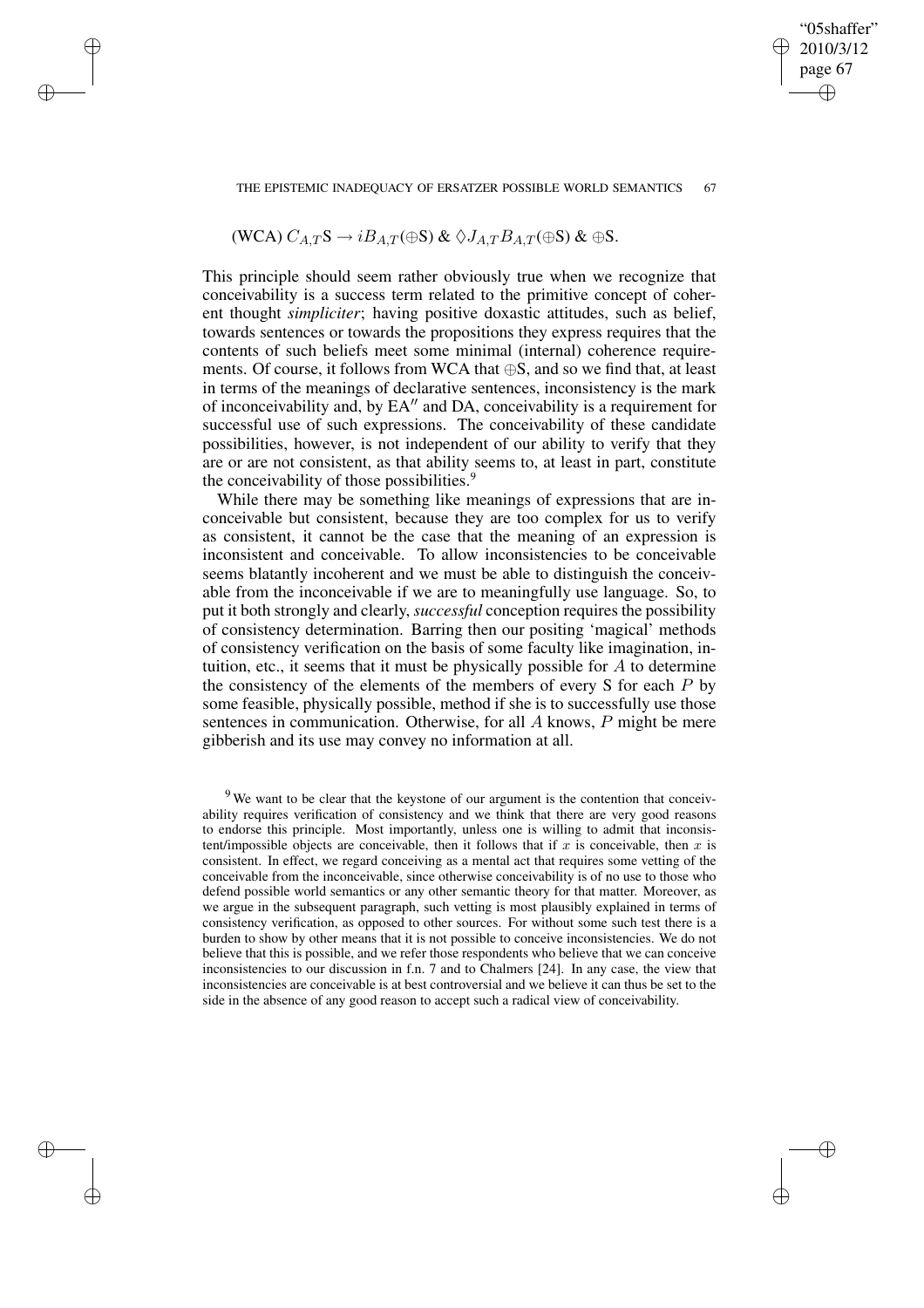(WCA) $C_{A,T}\text{S} \rightarrow iB_{A,T}(\oplus\text{S})$ & $\Diamond J_{A,T}B_{A,T}(\oplus\text{S})$ & $\oplus$S.

This principle should seem rather obviously true when we recognize that conceivability is a success term related to the primitive concept of coherent thought *simpliciter*; having positive doxastic attitudes, such as belief, towards sentences or towards the propositions they express requires that the contents of such beliefs meet some minimal (internal) coherence requirements. Of course, it follows from WCA that $\oplus$S, and so we find that, at least in terms of the meanings of declarative sentences, inconsistency is the mark of inconceivability and, by EA$''$ and DA, conceivability is a requirement for successful use of such expressions. The conceivability of these candidate possibilities, however, is not independent of our ability to verify that they are or are not consistent, as that ability seems to, at least in part, constitute the conceivability of those possibilities.[9]

While there may be something like meanings of expressions that are inconceivable but consistent, because they are too complex for us to verify as consistent, it cannot be the case that the meaning of an expression is inconsistent and conceivable. To allow inconsistencies to be conceivable seems blatantly incoherent and we must be able to distinguish the conceivable from the inconceivable if we are to meaningfully use language. So, to put it both strongly and clearly, *successful* conception requires the possibility of consistency determination. Barring then our positing 'magical' methods of consistency verification on the basis of some faculty like imagination, intuition, etc., it seems that it must be physically possible for $A$ to determine the consistency of the elements of the members of every S for each $P$ by some feasible, physically possible, method if she is to successfully use those sentences in communication. Otherwise, for all $A$ knows, $P$ might be mere gibberish and its use may convey no information at all.

[9] We want to be clear that the keystone of our argument is the contention that conceivability requires verification of consistency and we think that there are very good reasons to endorse this principle. Most importantly, unless one is willing to admit that inconsistent/impossible objects are conceivable, then it follows that if $x$ is conceivable, then $x$ is consistent. In effect, we regard conceiving as a mental act that requires some vetting of the conceivable from the inconceivable, since otherwise conceivability is of no use to those who defend possible world semantics or any other semantic theory for that matter. Moreover, as we argue in the subsequent paragraph, such vetting is most plausibly explained in terms of consistency verification, as opposed to other sources. For without some such test there is a burden to show by other means that it is not possible to conceive inconsistencies. We do not believe that this is possible, and we refer those respondents who believe that we can conceive inconsistencies to our discussion in f.n. 7 and to Chalmers [24]. In any case, the view that inconsistencies are conceivable is at best controversial and we believe it can thus be set to the side in the absence of any good reason to accept such a radical view of conceivability.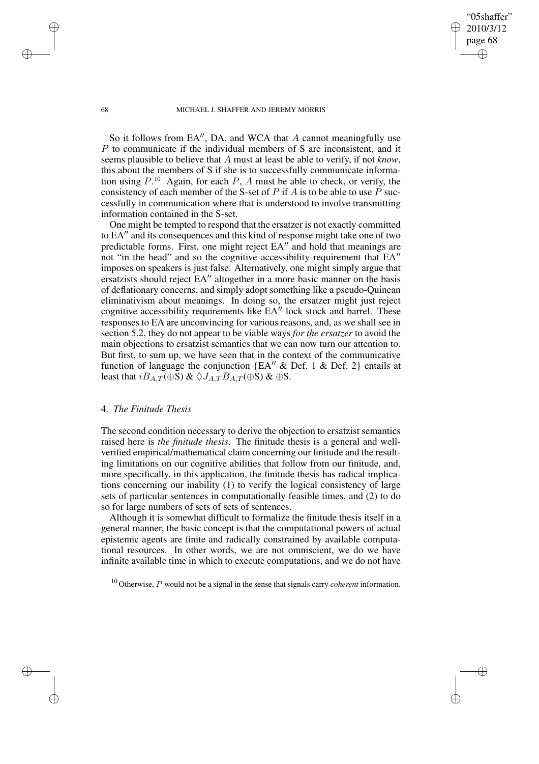So it follows from $EA''$, DA, and WCA that $A$ cannot meaningfully use $P$ to communicate if the individual members of S are inconsistent, and it seems plausible to believe that $A$ must at least be able to verify, if not *know*, this about the members of S if she is to successfully communicate information using $P$.[10] Again, for each $P$, $A$ must be able to check, or verify, the consistency of each member of the S-set of $P$ if $A$ is to be able to use $P$ successfully in communication where that is understood to involve transmitting information contained in the S-set.

One might be tempted to respond that the ersatzer is not exactly committed to $EA''$ and its consequences and this kind of response might take one of two predictable forms. First, one might reject $EA''$ and hold that meanings are not "in the head" and so the cognitive accessibility requirement that $EA''$ imposes on speakers is just false. Alternatively, one might simply argue that ersatzists should reject $EA''$ altogether in a more basic manner on the basis of deflationary concerns, and simply adopt something like a pseudo-Quinean eliminativism about meanings. In doing so, the ersatzer might just reject cognitive accessibility requirements like $EA''$ lock stock and barrel. These responses to EA are unconvincing for various reasons, and, as we shall see in section 5.2, they do not appear to be viable ways *for the ersatzer* to avoid the main objections to ersatzist semantics that we can now turn our attention to. But first, to sum up, we have seen that in the context of the communicative function of language the conjunction {$EA''$ & Def. 1 & Def. 2} entails at least that $iB_{A,T}(\oplus S)$ & $\Diamond J_{A,T}B_{A,T}(\oplus S)$ & $\oplus S$.

## 4. *The Finitude Thesis*

The second condition necessary to derive the objection to ersatzist semantics raised here is *the finitude thesis*. The finitude thesis is a general and well-verified empirical/mathematical claim concerning our finitude and the resulting limitations on our cognitive abilities that follow from our finitude, and, more specifically, in this application, the finitude thesis has radical implications concerning our inability (1) to verify the logical consistency of large sets of particular sentences in computationally feasible times, and (2) to do so for large numbers of sets of sets of sentences.

Although it is somewhat difficult to formalize the finitude thesis itself in a general manner, the basic concept is that the computational powers of actual epistemic agents are finite and radically constrained by available computational resources. In other words, we are not omniscient, we do we have infinite available time in which to execute computations, and we do not have

[10] Otherwise, $P$ would not be a signal in the sense that signals carry *coherent* information.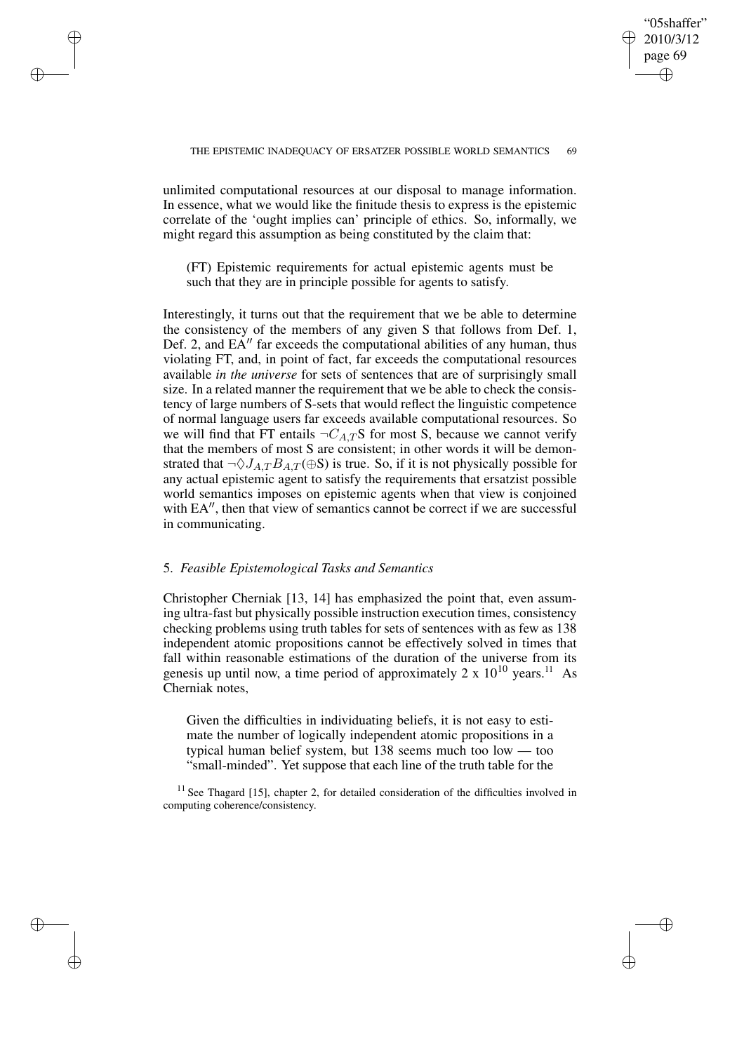unlimited computational resources at our disposal to manage information. In essence, what we would like the finitude thesis to express is the epistemic correlate of the 'ought implies can' principle of ethics. So, informally, we might regard this assumption as being constituted by the claim that:

> (FT) Epistemic requirements for actual epistemic agents must be such that they are in principle possible for agents to satisfy.

Interestingly, it turns out that the requirement that we be able to determine the consistency of the members of any given S that follows from Def. 1, Def. 2, and EA$''$ far exceeds the computational abilities of any human, thus violating FT, and, in point of fact, far exceeds the computational resources available *in the universe* for sets of sentences that are of surprisingly small size. In a related manner the requirement that we be able to check the consistency of large numbers of S-sets that would reflect the linguistic competence of normal language users far exceeds available computational resources. So we will find that FT entails $\neg C_{A,T}$S for most S, because we cannot verify that the members of most S are consistent; in other words it will be demonstrated that $\neg\Diamond J_{A,T} B_{A,T}(\oplus \text{S})$ is true. So, if it is not physically possible for any actual epistemic agent to satisfy the requirements that ersatzist possible world semantics imposes on epistemic agents when that view is conjoined with EA$''$, then that view of semantics cannot be correct if we are successful in communicating.

## 5. *Feasible Epistemological Tasks and Semantics*

Christopher Cherniak [13, 14] has emphasized the point that, even assuming ultra-fast but physically possible instruction execution times, consistency checking problems using truth tables for sets of sentences with as few as 138 independent atomic propositions cannot be effectively solved in times that fall within reasonable estimations of the duration of the universe from its genesis up until now, a time period of approximately 2 x $10^{10}$ years.[11] As Cherniak notes,

> Given the difficulties in individuating beliefs, it is not easy to estimate the number of logically independent atomic propositions in a typical human belief system, but 138 seems much too low — too "small-minded". Yet suppose that each line of the truth table for the

[11] See Thagard [15], chapter 2, for detailed consideration of the difficulties involved in computing coherence/consistency.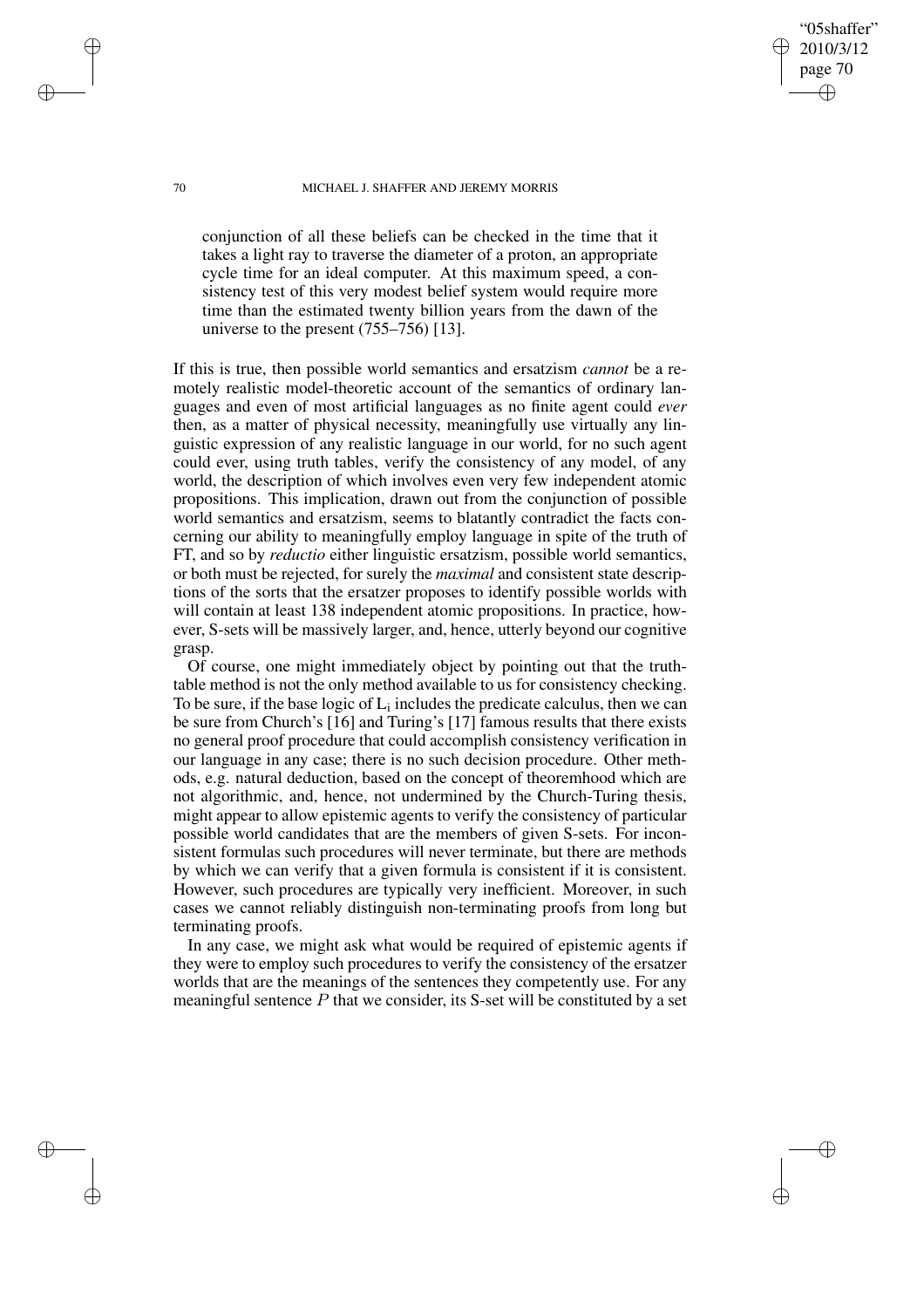> conjunction of all these beliefs can be checked in the time that it takes a light ray to traverse the diameter of a proton, an appropriate cycle time for an ideal computer. At this maximum speed, a consistency test of this very modest belief system would require more time than the estimated twenty billion years from the dawn of the universe to the present (755–756) [13].

If this is true, then possible world semantics and ersatzism *cannot* be a remotely realistic model-theoretic account of the semantics of ordinary languages and even of most artificial languages as no finite agent could *ever* then, as a matter of physical necessity, meaningfully use virtually any linguistic expression of any realistic language in our world, for no such agent could ever, using truth tables, verify the consistency of any model, of any world, the description of which involves even very few independent atomic propositions. This implication, drawn out from the conjunction of possible world semantics and ersatzism, seems to blatantly contradict the facts concerning our ability to meaningfully employ language in spite of the truth of FT, and so by *reductio* either linguistic ersatzism, possible world semantics, or both must be rejected, for surely the *maximal* and consistent state descriptions of the sorts that the ersatzer proposes to identify possible worlds with will contain at least 138 independent atomic propositions. In practice, however, S-sets will be massively larger, and, hence, utterly beyond our cognitive grasp.

Of course, one might immediately object by pointing out that the truth-table method is not the only method available to us for consistency checking. To be sure, if the base logic of $L_i$ includes the predicate calculus, then we can be sure from Church's [16] and Turing's [17] famous results that there exists no general proof procedure that could accomplish consistency verification in our language in any case; there is no such decision procedure. Other methods, e.g. natural deduction, based on the concept of theoremhood which are not algorithmic, and, hence, not undermined by the Church-Turing thesis, might appear to allow epistemic agents to verify the consistency of particular possible world candidates that are the members of given S-sets. For inconsistent formulas such procedures will never terminate, but there are methods by which we can verify that a given formula is consistent if it is consistent. However, such procedures are typically very inefficient. Moreover, in such cases we cannot reliably distinguish non-terminating proofs from long but terminating proofs.

In any case, we might ask what would be required of epistemic agents if they were to employ such procedures to verify the consistency of the ersatzer worlds that are the meanings of the sentences they competently use. For any meaningful sentence $P$ that we consider, its S-set will be constituted by a set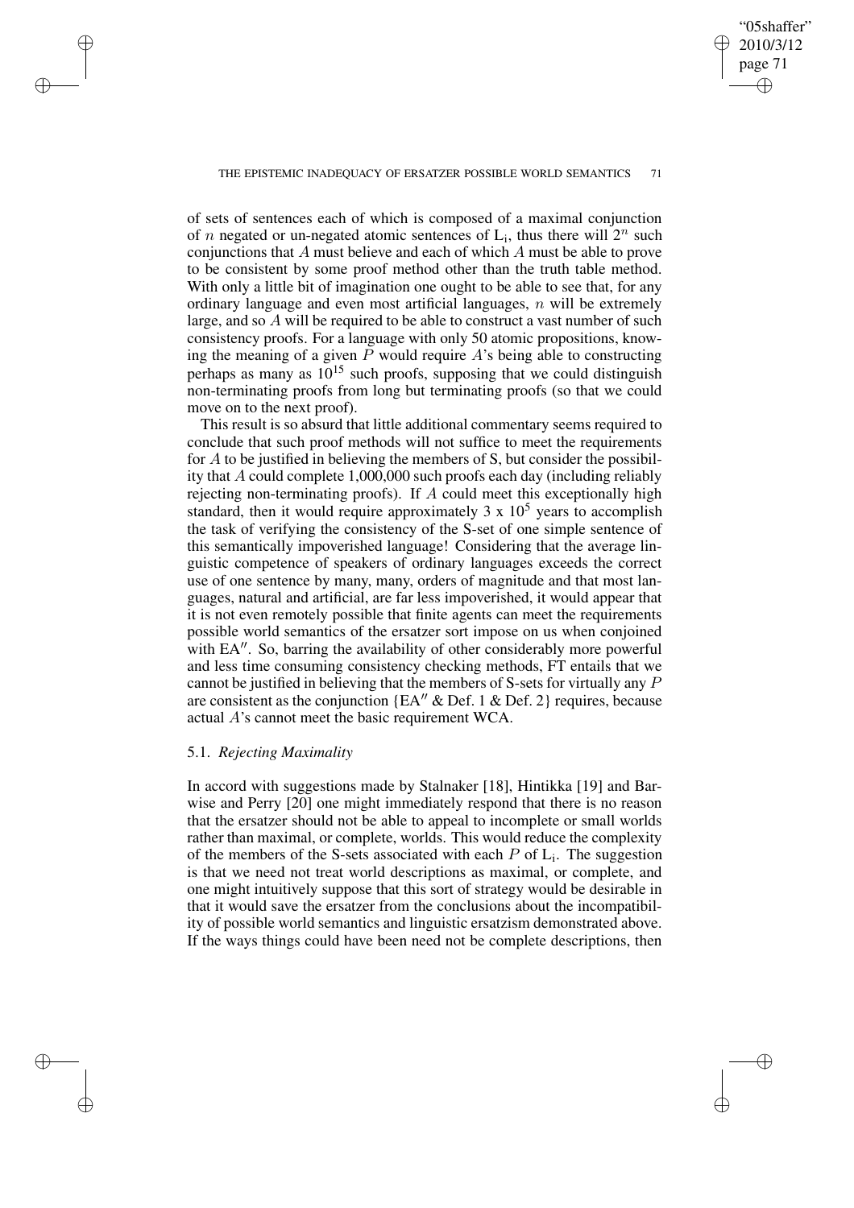of sets of sentences each of which is composed of a maximal conjunction of $n$ negated or un-negated atomic sentences of $L_i$, thus there will $2^n$ such conjunctions that $A$ must believe and each of which $A$ must be able to prove to be consistent by some proof method other than the truth table method. With only a little bit of imagination one ought to be able to see that, for any ordinary language and even most artificial languages, $n$ will be extremely large, and so $A$ will be required to be able to construct a vast number of such consistency proofs. For a language with only 50 atomic propositions, knowing the meaning of a given $P$ would require $A$'s being able to constructing perhaps as many as $10^{15}$ such proofs, supposing that we could distinguish non-terminating proofs from long but terminating proofs (so that we could move on to the next proof).

This result is so absurd that little additional commentary seems required to conclude that such proof methods will not suffice to meet the requirements for $A$ to be justified in believing the members of S, but consider the possibility that $A$ could complete 1,000,000 such proofs each day (including reliably rejecting non-terminating proofs). If $A$ could meet this exceptionally high standard, then it would require approximately $3 \times 10^5$ years to accomplish the task of verifying the consistency of the S-set of one simple sentence of this semantically impoverished language! Considering that the average linguistic competence of speakers of ordinary languages exceeds the correct use of one sentence by many, many, orders of magnitude and that most languages, natural and artificial, are far less impoverished, it would appear that it is not even remotely possible that finite agents can meet the requirements possible world semantics of the ersatzer sort impose on us when conjoined with EA$''$. So, barring the availability of other considerably more powerful and less time consuming consistency checking methods, FT entails that we cannot be justified in believing that the members of S-sets for virtually any $P$ are consistent as the conjunction {EA$''$ & Def. 1 & Def. 2} requires, because actual $A$'s cannot meet the basic requirement WCA.

### 5.1. *Rejecting Maximality*

In accord with suggestions made by Stalnaker [18], Hintikka [19] and Barwise and Perry [20] one might immediately respond that there is no reason that the ersatzer should not be able to appeal to incomplete or small worlds rather than maximal, or complete, worlds. This would reduce the complexity of the members of the S-sets associated with each $P$ of $L_i$. The suggestion is that we need not treat world descriptions as maximal, or complete, and one might intuitively suppose that this sort of strategy would be desirable in that it would save the ersatzer from the conclusions about the incompatibility of possible world semantics and linguistic ersatzism demonstrated above. If the ways things could have been need not be complete descriptions, then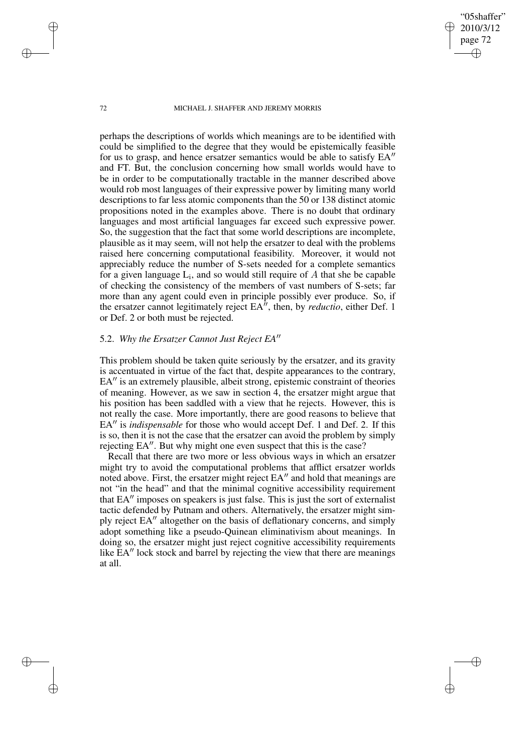perhaps the descriptions of worlds which meanings are to be identified with could be simplified to the degree that they would be epistemically feasible for us to grasp, and hence ersatzer semantics would be able to satisfy EA″ and FT. But, the conclusion concerning how small worlds would have to be in order to be computationally tractable in the manner described above would rob most languages of their expressive power by limiting many world descriptions to far less atomic components than the 50 or 138 distinct atomic propositions noted in the examples above. There is no doubt that ordinary languages and most artificial languages far exceed such expressive power. So, the suggestion that the fact that some world descriptions are incomplete, plausible as it may seem, will not help the ersatzer to deal with the problems raised here concerning computational feasibility. Moreover, it would not appreciably reduce the number of S-sets needed for a complete semantics for a given language $L_i$, and so would still require of $A$ that she be capable of checking the consistency of the members of vast numbers of S-sets; far more than any agent could even in principle possibly ever produce. So, if the ersatzer cannot legitimately reject EA″, then, by *reductio*, either Def. 1 or Def. 2 or both must be rejected.

### 5.2. *Why the Ersatzer Cannot Just Reject EA″*

This problem should be taken quite seriously by the ersatzer, and its gravity is accentuated in virtue of the fact that, despite appearances to the contrary, EA″ is an extremely plausible, albeit strong, epistemic constraint of theories of meaning. However, as we saw in section 4, the ersatzer might argue that his position has been saddled with a view that he rejects. However, this is not really the case. More importantly, there are good reasons to believe that EA″ is *indispensable* for those who would accept Def. 1 and Def. 2. If this is so, then it is not the case that the ersatzer can avoid the problem by simply rejecting EA″. But why might one even suspect that this is the case?

Recall that there are two more or less obvious ways in which an ersatzer might try to avoid the computational problems that afflict ersatzer worlds noted above. First, the ersatzer might reject EA″ and hold that meanings are not "in the head" and that the minimal cognitive accessibility requirement that EA″ imposes on speakers is just false. This is just the sort of externalist tactic defended by Putnam and others. Alternatively, the ersatzer might simply reject EA″ altogether on the basis of deflationary concerns, and simply adopt something like a pseudo-Quinean eliminativism about meanings. In doing so, the ersatzer might just reject cognitive accessibility requirements like EA″ lock stock and barrel by rejecting the view that there are meanings at all.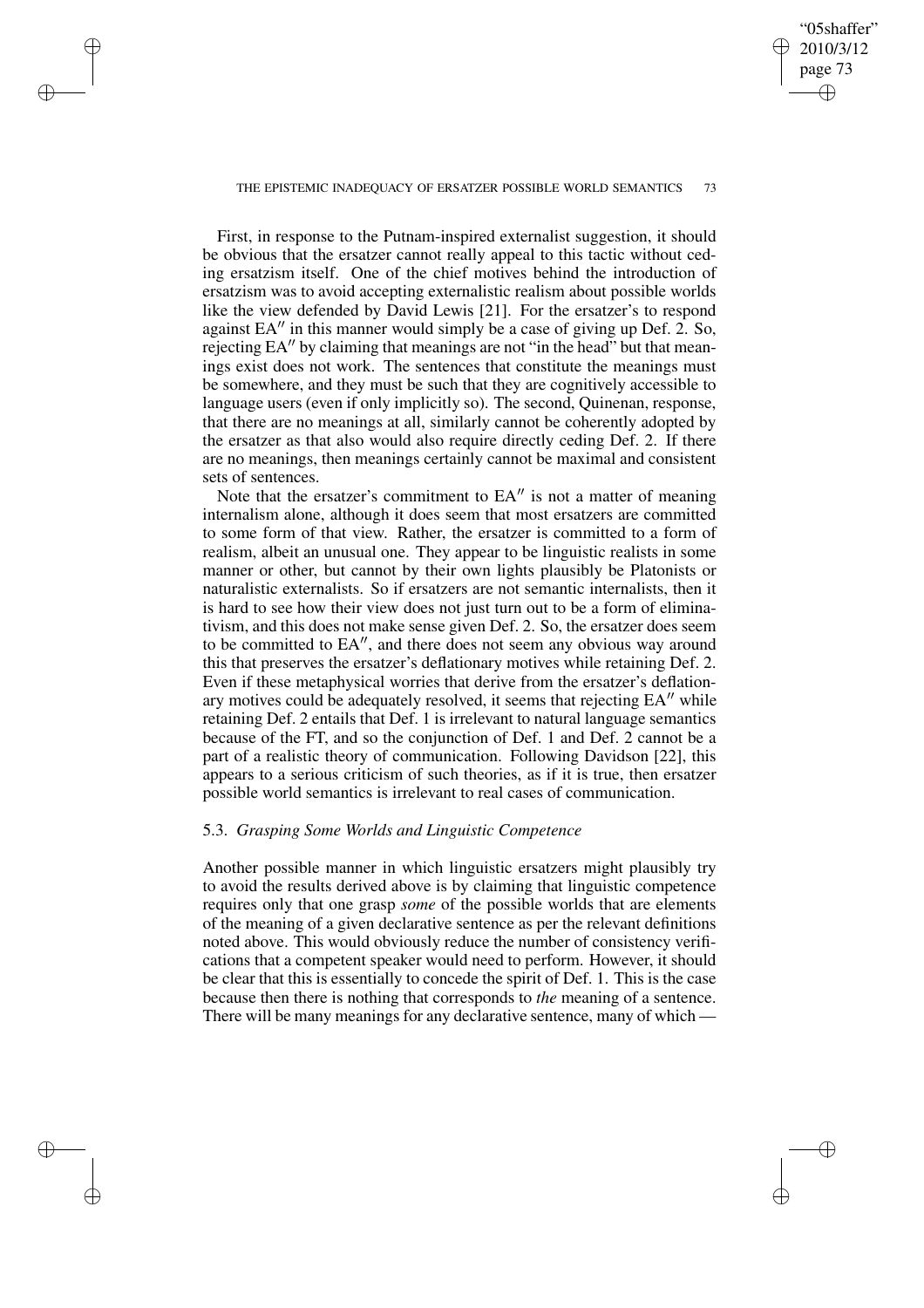First, in response to the Putnam-inspired externalist suggestion, it should be obvious that the ersatzer cannot really appeal to this tactic without ceding ersatzism itself. One of the chief motives behind the introduction of ersatzism was to avoid accepting externalistic realism about possible worlds like the view defended by David Lewis [21]. For the ersatzer's to respond against $EA''$ in this manner would simply be a case of giving up Def. 2. So, rejecting $EA''$ by claiming that meanings are not "in the head" but that meanings exist does not work. The sentences that constitute the meanings must be somewhere, and they must be such that they are cognitively accessible to language users (even if only implicitly so). The second, Quinenan, response, that there are no meanings at all, similarly cannot be coherently adopted by the ersatzer as that also would also require directly ceding Def. 2. If there are no meanings, then meanings certainly cannot be maximal and consistent sets of sentences.

Note that the ersatzer's commitment to $EA''$ is not a matter of meaning internalism alone, although it does seem that most ersatzers are committed to some form of that view. Rather, the ersatzer is committed to a form of realism, albeit an unusual one. They appear to be linguistic realists in some manner or other, but cannot by their own lights plausibly be Platonists or naturalistic externalists. So if ersatzers are not semantic internalists, then it is hard to see how their view does not just turn out to be a form of eliminativism, and this does not make sense given Def. 2. So, the ersatzer does seem to be committed to $EA''$, and there does not seem any obvious way around this that preserves the ersatzer's deflationary motives while retaining Def. 2. Even if these metaphysical worries that derive from the ersatzer's deflationary motives could be adequately resolved, it seems that rejecting $EA''$ while retaining Def. 2 entails that Def. 1 is irrelevant to natural language semantics because of the FT, and so the conjunction of Def. 1 and Def. 2 cannot be a part of a realistic theory of communication. Following Davidson [22], this appears to a serious criticism of such theories, as if it is true, then ersatzer possible world semantics is irrelevant to real cases of communication.

### 5.3. *Grasping Some Worlds and Linguistic Competence*

Another possible manner in which linguistic ersatzers might plausibly try to avoid the results derived above is by claiming that linguistic competence requires only that one grasp *some* of the possible worlds that are elements of the meaning of a given declarative sentence as per the relevant definitions noted above. This would obviously reduce the number of consistency verifications that a competent speaker would need to perform. However, it should be clear that this is essentially to concede the spirit of Def. 1. This is the case because then there is nothing that corresponds to *the* meaning of a sentence. There will be many meanings for any declarative sentence, many of which —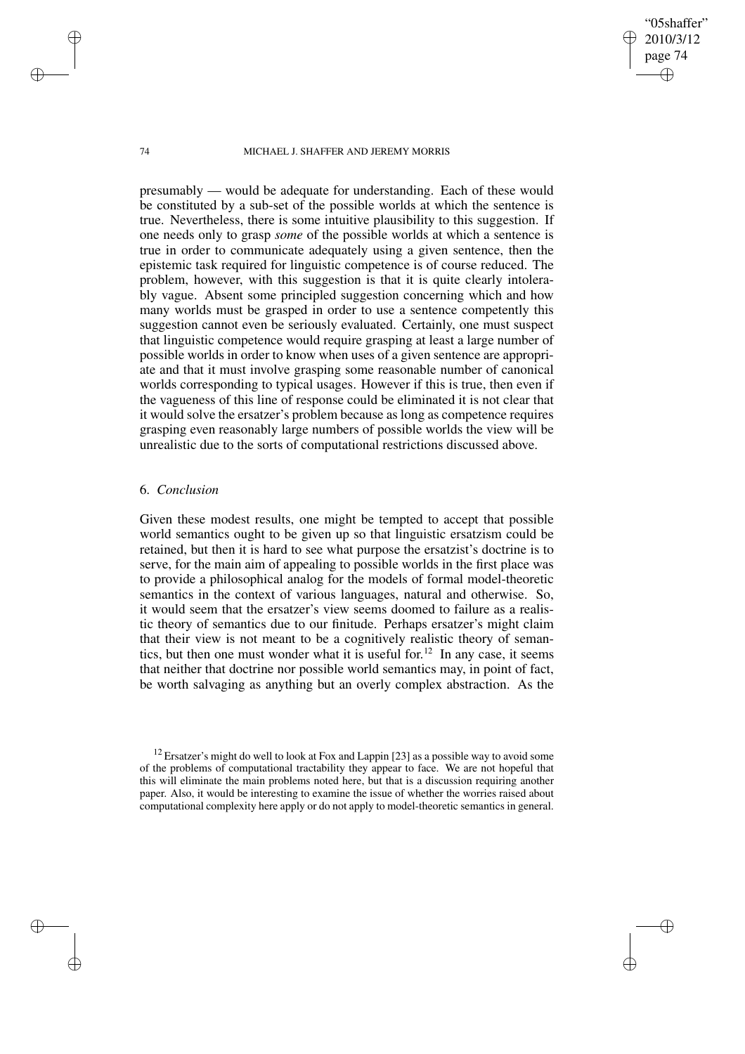presumably — would be adequate for understanding. Each of these would be constituted by a sub-set of the possible worlds at which the sentence is true. Nevertheless, there is some intuitive plausibility to this suggestion. If one needs only to grasp *some* of the possible worlds at which a sentence is true in order to communicate adequately using a given sentence, then the epistemic task required for linguistic competence is of course reduced. The problem, however, with this suggestion is that it is quite clearly intolerably vague. Absent some principled suggestion concerning which and how many worlds must be grasped in order to use a sentence competently this suggestion cannot even be seriously evaluated. Certainly, one must suspect that linguistic competence would require grasping at least a large number of possible worlds in order to know when uses of a given sentence are appropriate and that it must involve grasping some reasonable number of canonical worlds corresponding to typical usages. However if this is true, then even if the vagueness of this line of response could be eliminated it is not clear that it would solve the ersatzer's problem because as long as competence requires grasping even reasonably large numbers of possible worlds the view will be unrealistic due to the sorts of computational restrictions discussed above.

## 6. *Conclusion*

Given these modest results, one might be tempted to accept that possible world semantics ought to be given up so that linguistic ersatzism could be retained, but then it is hard to see what purpose the ersatzist's doctrine is to serve, for the main aim of appealing to possible worlds in the first place was to provide a philosophical analog for the models of formal model-theoretic semantics in the context of various languages, natural and otherwise. So, it would seem that the ersatzer's view seems doomed to failure as a realistic theory of semantics due to our finitude. Perhaps ersatzer's might claim that their view is not meant to be a cognitively realistic theory of semantics, but then one must wonder what it is useful for.[12] In any case, it seems that neither that doctrine nor possible world semantics may, in point of fact, be worth salvaging as anything but an overly complex abstraction. As the

[12] Ersatzer's might do well to look at Fox and Lappin [23] as a possible way to avoid some of the problems of computational tractability they appear to face. We are not hopeful that this will eliminate the main problems noted here, but that is a discussion requiring another paper. Also, it would be interesting to examine the issue of whether the worries raised about computational complexity here apply or do not apply to model-theoretic semantics in general.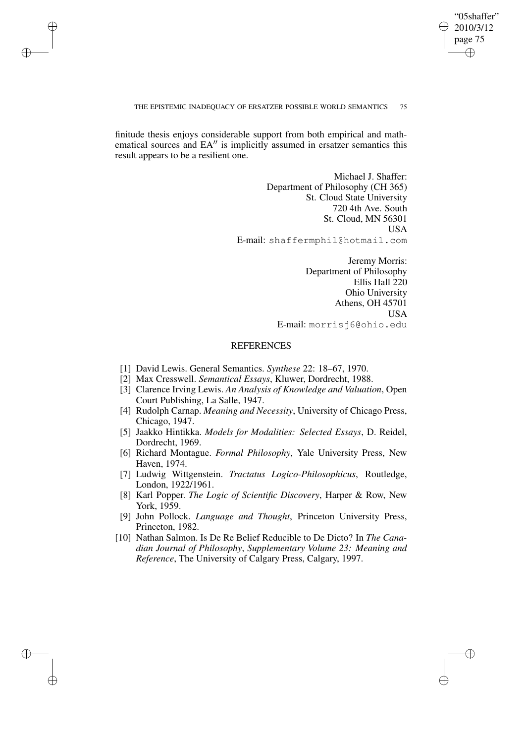finitude thesis enjoys considerable support from both empirical and mathematical sources and EA$''$ is implicitly assumed in ersatzer semantics this result appears to be a resilient one.

Michael J. Shaffer:
Department of Philosophy (CH 365)
St. Cloud State University
720 4th Ave. South
St. Cloud, MN 56301
USA
E-mail: shaffermphil@hotmail.com

Jeremy Morris:
Department of Philosophy
Ellis Hall 220
Ohio University
Athens, OH 45701
USA
E-mail: morrisj6@ohio.edu

## REFERENCES

[1] David Lewis. General Semantics. *Synthese* 22: 18–67, 1970.

[2] Max Cresswell. *Semantical Essays*, Kluwer, Dordrecht, 1988.

[3] Clarence Irving Lewis. *An Analysis of Knowledge and Valuation*, Open Court Publishing, La Salle, 1947.

[4] Rudolph Carnap. *Meaning and Necessity*, University of Chicago Press, Chicago, 1947.

[5] Jaakko Hintikka. *Models for Modalities: Selected Essays*, D. Reidel, Dordrecht, 1969.

[6] Richard Montague. *Formal Philosophy*, Yale University Press, New Haven, 1974.

[7] Ludwig Wittgenstein. *Tractatus Logico-Philosophicus*, Routledge, London, 1922/1961.

[8] Karl Popper. *The Logic of Scientific Discovery*, Harper & Row, New York, 1959.

[9] John Pollock. *Language and Thought*, Princeton University Press, Princeton, 1982.

[10] Nathan Salmon. Is De Re Belief Reducible to De Dicto? In *The Canadian Journal of Philosophy*, *Supplementary Volume 23: Meaning and Reference*, The University of Calgary Press, Calgary, 1997.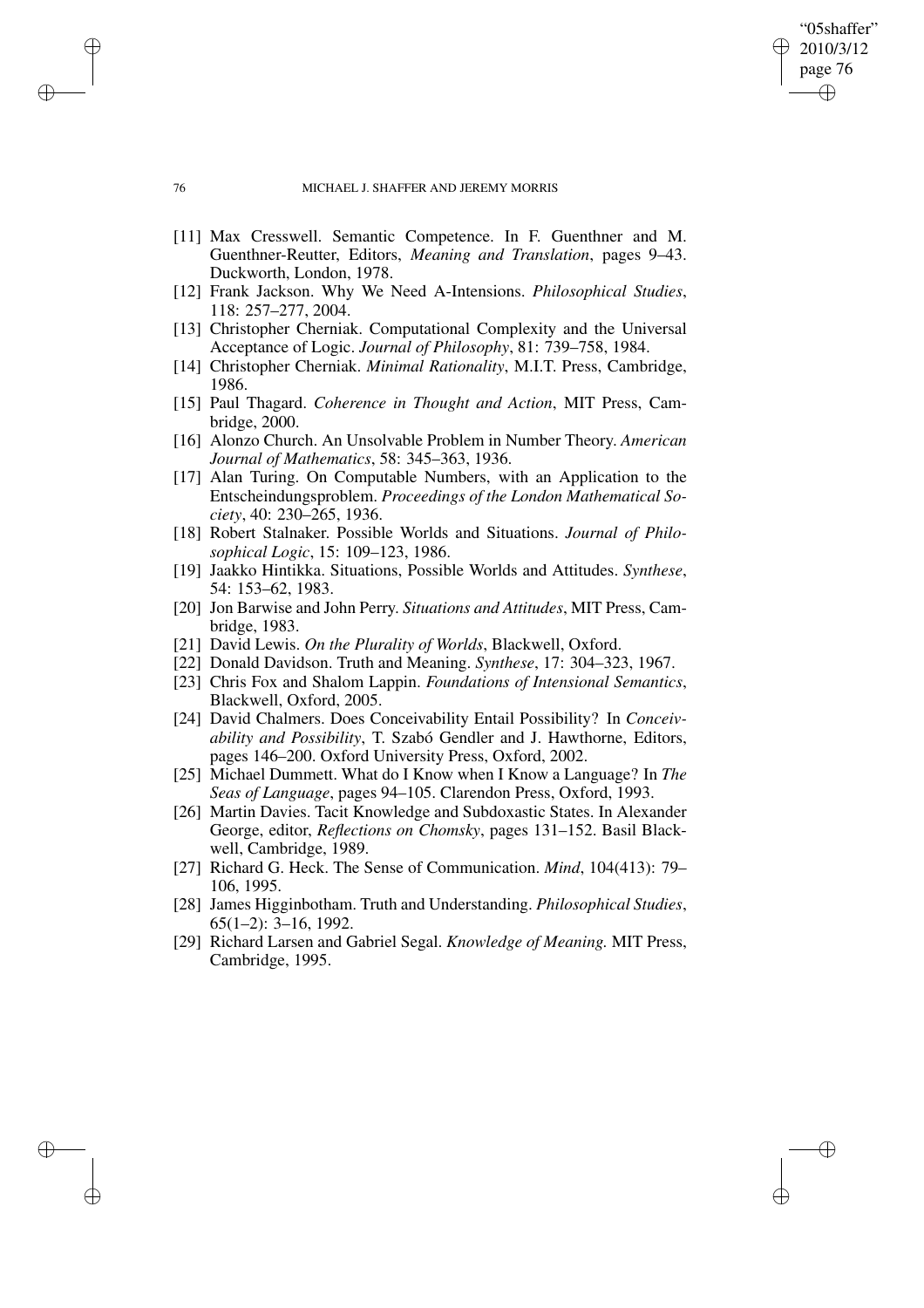- [11] Max Cresswell. Semantic Competence. In F. Guenthner and M. Guenthner-Reutter, Editors, *Meaning and Translation*, pages 9–43. Duckworth, London, 1978.
- [12] Frank Jackson. Why We Need A-Intensions. *Philosophical Studies*, 118: 257–277, 2004.
- [13] Christopher Cherniak. Computational Complexity and the Universal Acceptance of Logic. *Journal of Philosophy*, 81: 739–758, 1984.
- [14] Christopher Cherniak. *Minimal Rationality*, M.I.T. Press, Cambridge, 1986.
- [15] Paul Thagard. *Coherence in Thought and Action*, MIT Press, Cambridge, 2000.
- [16] Alonzo Church. An Unsolvable Problem in Number Theory. *American Journal of Mathematics*, 58: 345–363, 1936.
- [17] Alan Turing. On Computable Numbers, with an Application to the Entscheindungsproblem. *Proceedings of the London Mathematical Society*, 40: 230–265, 1936.
- [18] Robert Stalnaker. Possible Worlds and Situations. *Journal of Philosophical Logic*, 15: 109–123, 1986.
- [19] Jaakko Hintikka. Situations, Possible Worlds and Attitudes. *Synthese*, 54: 153–62, 1983.
- [20] Jon Barwise and John Perry. *Situations and Attitudes*, MIT Press, Cambridge, 1983.
- [21] David Lewis. *On the Plurality of Worlds*, Blackwell, Oxford.
- [22] Donald Davidson. Truth and Meaning. *Synthese*, 17: 304–323, 1967.
- [23] Chris Fox and Shalom Lappin. *Foundations of Intensional Semantics*, Blackwell, Oxford, 2005.
- [24] David Chalmers. Does Conceivability Entail Possibility? In *Conceivability and Possibility*, T. Szabó Gendler and J. Hawthorne, Editors, pages 146–200. Oxford University Press, Oxford, 2002.
- [25] Michael Dummett. What do I Know when I Know a Language? In *The Seas of Language*, pages 94–105. Clarendon Press, Oxford, 1993.
- [26] Martin Davies. Tacit Knowledge and Subdoxastic States. In Alexander George, editor, *Reflections on Chomsky*, pages 131–152. Basil Blackwell, Cambridge, 1989.
- [27] Richard G. Heck. The Sense of Communication. *Mind*, 104(413): 79–106, 1995.
- [28] James Higginbotham. Truth and Understanding. *Philosophical Studies*, 65(1–2): 3–16, 1992.
- [29] Richard Larsen and Gabriel Segal. *Knowledge of Meaning.* MIT Press, Cambridge, 1995.